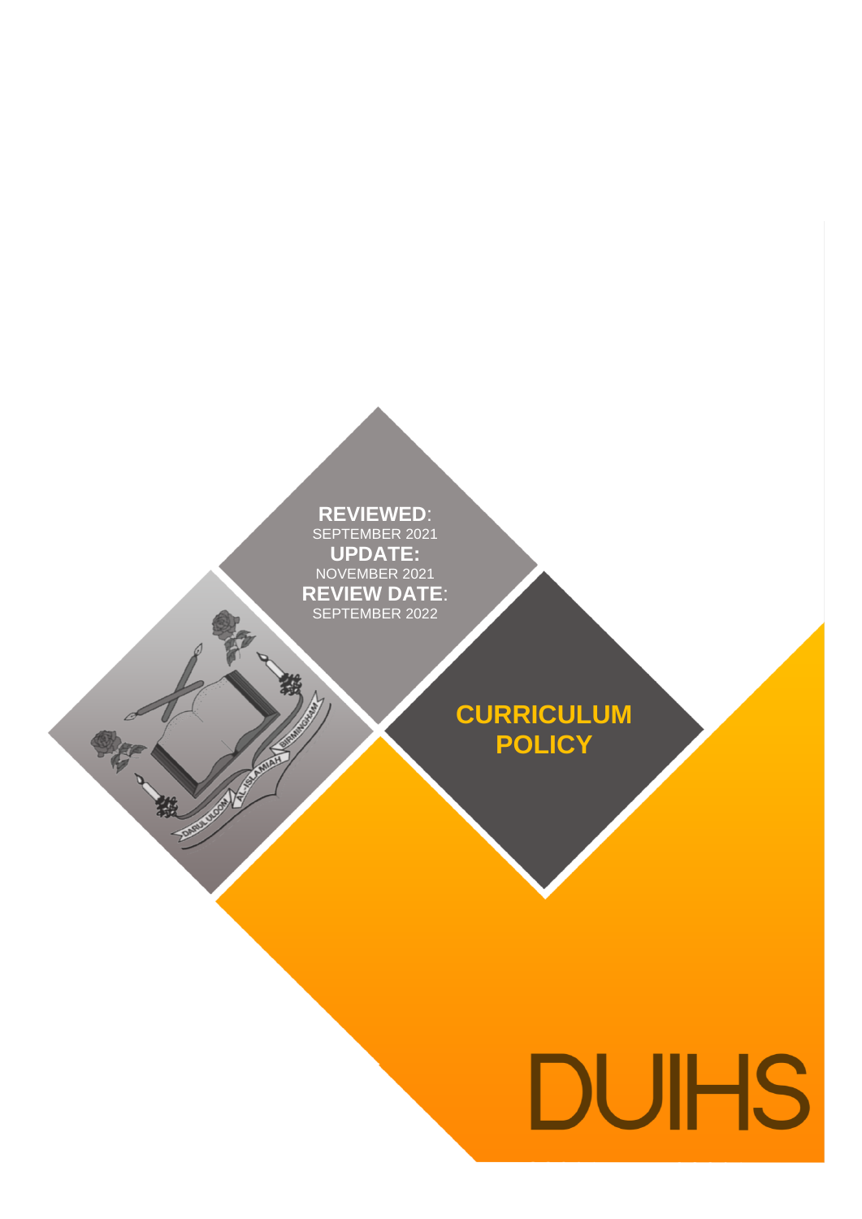**REVIEWED**:
SEPTEMBER 2021
**UPDATE:**
NOVEMBER 2021
**REVIEW DATE**:
SEPTEMBER 2022

# CURRICULUM POLICY

DUIHS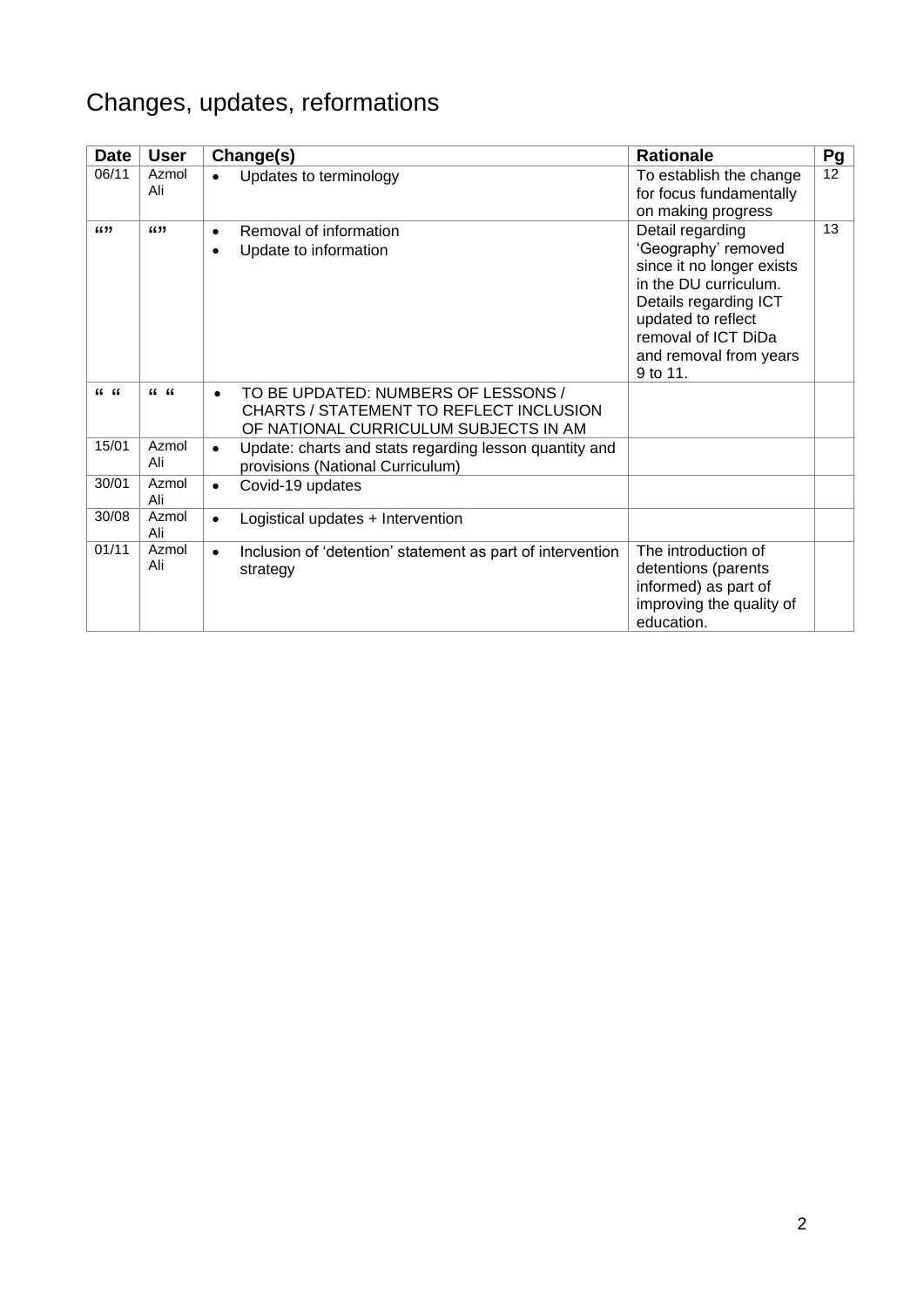# Changes, updates, reformations

| Date | User | Change(s) | Rationale | Pg |
|---|---|---|---|---|
| 06/11 | Azmol Ali | • Updates to terminology | To establish the change for focus fundamentally on making progress | 12 |
| "" | "" | • Removal of information<br>• Update to information | Detail regarding 'Geography' removed since it no longer exists in the DU curriculum. Details regarding ICT updated to reflect removal of ICT DiDa and removal from years 9 to 11. | 13 |
| " " | " " | • TO BE UPDATED: NUMBERS OF LESSONS / CHARTS / STATEMENT TO REFLECT INCLUSION OF NATIONAL CURRICULUM SUBJECTS IN AM | | |
| 15/01 | Azmol Ali | • Update: charts and stats regarding lesson quantity and provisions (National Curriculum) | | |
| 30/01 | Azmol Ali | • Covid-19 updates | | |
| 30/08 | Azmol Ali | • Logistical updates + Intervention | | |
| 01/11 | Azmol Ali | • Inclusion of 'detention' statement as part of intervention strategy | The introduction of detentions (parents informed) as part of improving the quality of education. | |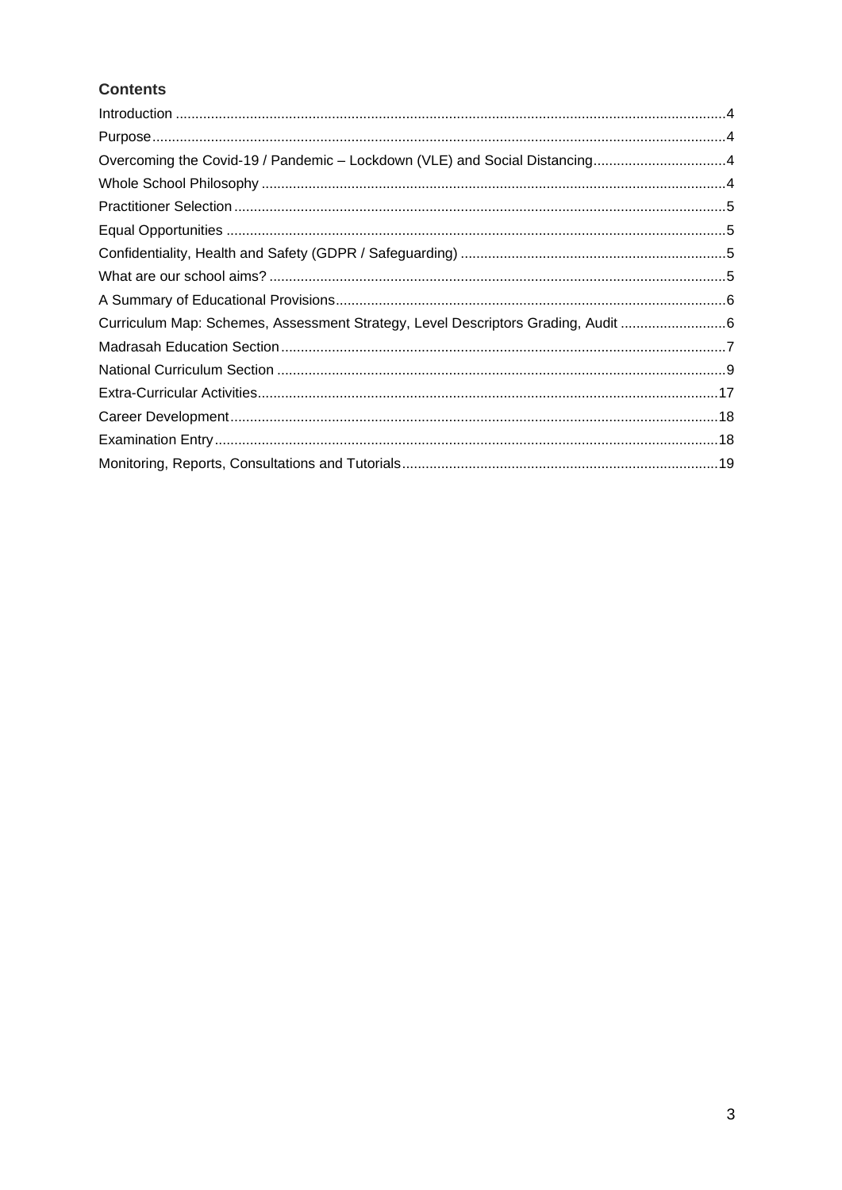## Contents

- Introduction ........ 4
- Purpose ........ 4
- Overcoming the Covid-19 / Pandemic – Lockdown (VLE) and Social Distancing ........ 4
- Whole School Philosophy ........ 4
- Practitioner Selection ........ 5
- Equal Opportunities ........ 5
- Confidentiality, Health and Safety (GDPR / Safeguarding) ........ 5
- What are our school aims? ........ 5
- A Summary of Educational Provisions ........ 6
- Curriculum Map: Schemes, Assessment Strategy, Level Descriptors Grading, Audit ........ 6
- Madrasah Education Section ........ 7
- National Curriculum Section ........ 9
- Extra-Curricular Activities ........ 17
- Career Development ........ 18
- Examination Entry ........ 18
- Monitoring, Reports, Consultations and Tutorials ........ 19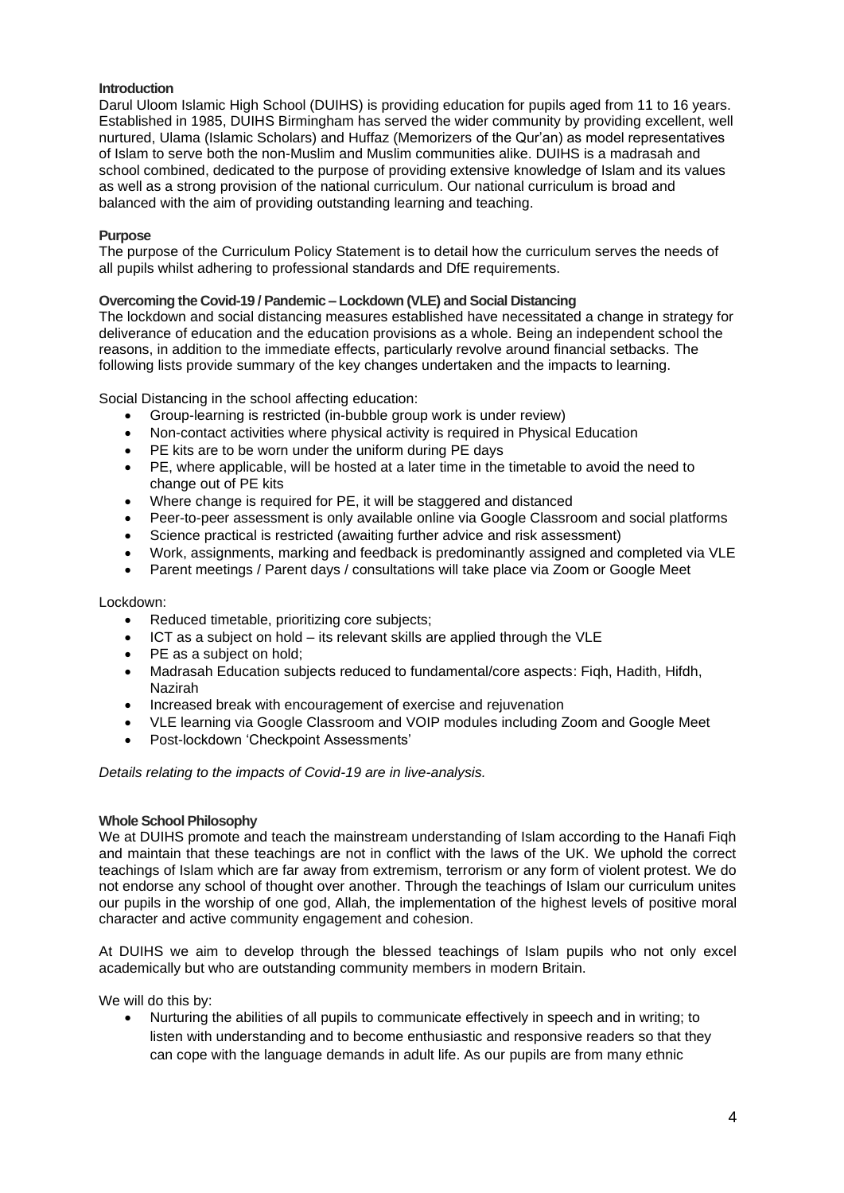**Introduction**

Darul Uloom Islamic High School (DUIHS) is providing education for pupils aged from 11 to 16 years. Established in 1985, DUIHS Birmingham has served the wider community by providing excellent, well nurtured, Ulama (Islamic Scholars) and Huffaz (Memorizers of the Qur'an) as model representatives of Islam to serve both the non-Muslim and Muslim communities alike. DUIHS is a madrasah and school combined, dedicated to the purpose of providing extensive knowledge of Islam and its values as well as a strong provision of the national curriculum. Our national curriculum is broad and balanced with the aim of providing outstanding learning and teaching.

**Purpose**

The purpose of the Curriculum Policy Statement is to detail how the curriculum serves the needs of all pupils whilst adhering to professional standards and DfE requirements.

**Overcoming the Covid-19 / Pandemic – Lockdown (VLE) and Social Distancing**

The lockdown and social distancing measures established have necessitated a change in strategy for deliverance of education and the education provisions as a whole. Being an independent school the reasons, in addition to the immediate effects, particularly revolve around financial setbacks. The following lists provide summary of the key changes undertaken and the impacts to learning.

Social Distancing in the school affecting education:

- Group-learning is restricted (in-bubble group work is under review)
- Non-contact activities where physical activity is required in Physical Education
- PE kits are to be worn under the uniform during PE days
- PE, where applicable, will be hosted at a later time in the timetable to avoid the need to change out of PE kits
- Where change is required for PE, it will be staggered and distanced
- Peer-to-peer assessment is only available online via Google Classroom and social platforms
- Science practical is restricted (awaiting further advice and risk assessment)
- Work, assignments, marking and feedback is predominantly assigned and completed via VLE
- Parent meetings / Parent days / consultations will take place via Zoom or Google Meet

Lockdown:

- Reduced timetable, prioritizing core subjects;
- ICT as a subject on hold – its relevant skills are applied through the VLE
- PE as a subject on hold;
- Madrasah Education subjects reduced to fundamental/core aspects: Fiqh, Hadith, Hifdh, Nazirah
- Increased break with encouragement of exercise and rejuvenation
- VLE learning via Google Classroom and VOIP modules including Zoom and Google Meet
- Post-lockdown 'Checkpoint Assessments'

*Details relating to the impacts of Covid-19 are in live-analysis.*

**Whole School Philosophy**

We at DUIHS promote and teach the mainstream understanding of Islam according to the Hanafi Fiqh and maintain that these teachings are not in conflict with the laws of the UK. We uphold the correct teachings of Islam which are far away from extremism, terrorism or any form of violent protest. We do not endorse any school of thought over another. Through the teachings of Islam our curriculum unites our pupils in the worship of one god, Allah, the implementation of the highest levels of positive moral character and active community engagement and cohesion.

At DUIHS we aim to develop through the blessed teachings of Islam pupils who not only excel academically but who are outstanding community members in modern Britain.

We will do this by:

- Nurturing the abilities of all pupils to communicate effectively in speech and in writing; to listen with understanding and to become enthusiastic and responsive readers so that they can cope with the language demands in adult life. As our pupils are from many ethnic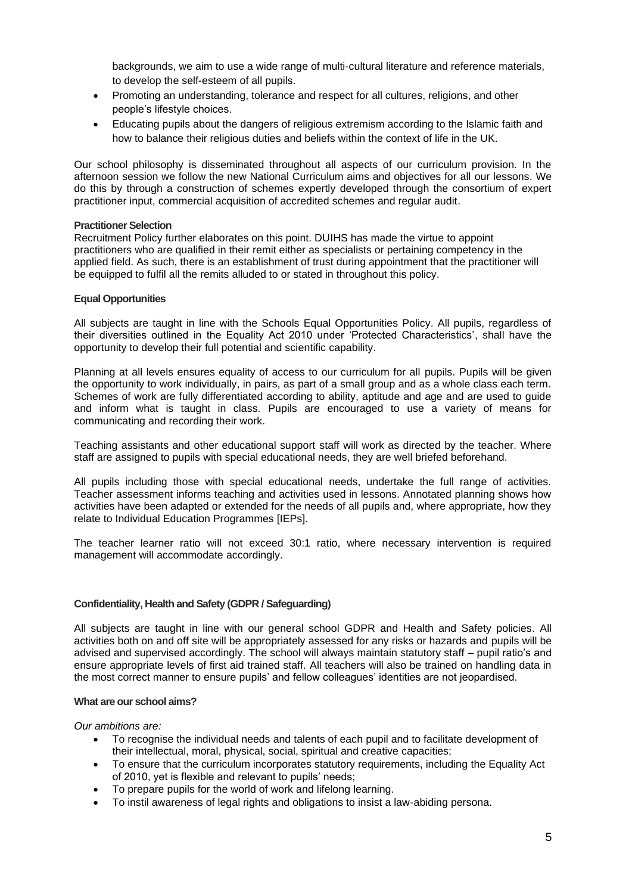backgrounds, we aim to use a wide range of multi-cultural literature and reference materials, to develop the self-esteem of all pupils.

- Promoting an understanding, tolerance and respect for all cultures, religions, and other people's lifestyle choices.
- Educating pupils about the dangers of religious extremism according to the Islamic faith and how to balance their religious duties and beliefs within the context of life in the UK.

Our school philosophy is disseminated throughout all aspects of our curriculum provision. In the afternoon session we follow the new National Curriculum aims and objectives for all our lessons. We do this by through a construction of schemes expertly developed through the consortium of expert practitioner input, commercial acquisition of accredited schemes and regular audit.

**Practitioner Selection**

Recruitment Policy further elaborates on this point. DUIHS has made the virtue to appoint practitioners who are qualified in their remit either as specialists or pertaining competency in the applied field. As such, there is an establishment of trust during appointment that the practitioner will be equipped to fulfil all the remits alluded to or stated in throughout this policy.

**Equal Opportunities**

All subjects are taught in line with the Schools Equal Opportunities Policy. All pupils, regardless of their diversities outlined in the Equality Act 2010 under 'Protected Characteristics', shall have the opportunity to develop their full potential and scientific capability.

Planning at all levels ensures equality of access to our curriculum for all pupils. Pupils will be given the opportunity to work individually, in pairs, as part of a small group and as a whole class each term. Schemes of work are fully differentiated according to ability, aptitude and age and are used to guide and inform what is taught in class. Pupils are encouraged to use a variety of means for communicating and recording their work.

Teaching assistants and other educational support staff will work as directed by the teacher. Where staff are assigned to pupils with special educational needs, they are well briefed beforehand.

All pupils including those with special educational needs, undertake the full range of activities. Teacher assessment informs teaching and activities used in lessons. Annotated planning shows how activities have been adapted or extended for the needs of all pupils and, where appropriate, how they relate to Individual Education Programmes [IEPs].

The teacher learner ratio will not exceed 30:1 ratio, where necessary intervention is required management will accommodate accordingly.

**Confidentiality, Health and Safety (GDPR / Safeguarding)**

All subjects are taught in line with our general school GDPR and Health and Safety policies. All activities both on and off site will be appropriately assessed for any risks or hazards and pupils will be advised and supervised accordingly. The school will always maintain statutory staff – pupil ratio's and ensure appropriate levels of first aid trained staff. All teachers will also be trained on handling data in the most correct manner to ensure pupils' and fellow colleagues' identities are not jeopardised.

**What are our school aims?**

*Our ambitions are:*

- To recognise the individual needs and talents of each pupil and to facilitate development of their intellectual, moral, physical, social, spiritual and creative capacities;
- To ensure that the curriculum incorporates statutory requirements, including the Equality Act of 2010, yet is flexible and relevant to pupils' needs;
- To prepare pupils for the world of work and lifelong learning.
- To instil awareness of legal rights and obligations to insist a law-abiding persona.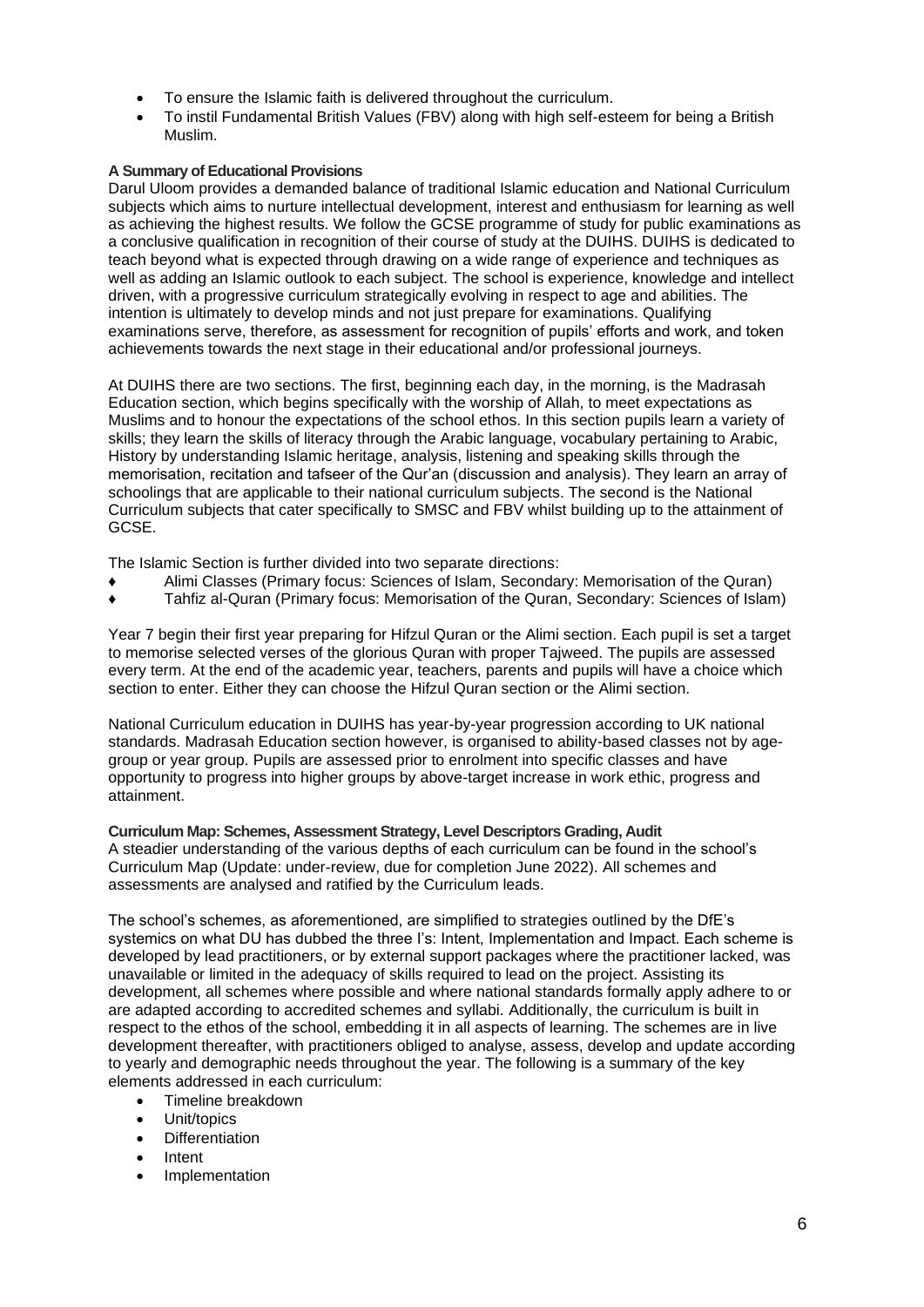- To ensure the Islamic faith is delivered throughout the curriculum.
- To instil Fundamental British Values (FBV) along with high self-esteem for being a British Muslim.

**A Summary of Educational Provisions**

Darul Uloom provides a demanded balance of traditional Islamic education and National Curriculum subjects which aims to nurture intellectual development, interest and enthusiasm for learning as well as achieving the highest results. We follow the GCSE programme of study for public examinations as a conclusive qualification in recognition of their course of study at the DUIHS. DUIHS is dedicated to teach beyond what is expected through drawing on a wide range of experience and techniques as well as adding an Islamic outlook to each subject. The school is experience, knowledge and intellect driven, with a progressive curriculum strategically evolving in respect to age and abilities. The intention is ultimately to develop minds and not just prepare for examinations. Qualifying examinations serve, therefore, as assessment for recognition of pupils' efforts and work, and token achievements towards the next stage in their educational and/or professional journeys.

At DUIHS there are two sections. The first, beginning each day, in the morning, is the Madrasah Education section, which begins specifically with the worship of Allah, to meet expectations as Muslims and to honour the expectations of the school ethos. In this section pupils learn a variety of skills; they learn the skills of literacy through the Arabic language, vocabulary pertaining to Arabic, History by understanding Islamic heritage, analysis, listening and speaking skills through the memorisation, recitation and tafseer of the Qur'an (discussion and analysis). They learn an array of schoolings that are applicable to their national curriculum subjects. The second is the National Curriculum subjects that cater specifically to SMSC and FBV whilst building up to the attainment of GCSE.

The Islamic Section is further divided into two separate directions:

- Alimi Classes (Primary focus: Sciences of Islam, Secondary: Memorisation of the Quran)
- Tahfiz al-Quran (Primary focus: Memorisation of the Quran, Secondary: Sciences of Islam)

Year 7 begin their first year preparing for Hifzul Quran or the Alimi section. Each pupil is set a target to memorise selected verses of the glorious Quran with proper Tajweed. The pupils are assessed every term. At the end of the academic year, teachers, parents and pupils will have a choice which section to enter. Either they can choose the Hifzul Quran section or the Alimi section.

National Curriculum education in DUIHS has year-by-year progression according to UK national standards. Madrasah Education section however, is organised to ability-based classes not by age-group or year group. Pupils are assessed prior to enrolment into specific classes and have opportunity to progress into higher groups by above-target increase in work ethic, progress and attainment.

**Curriculum Map: Schemes, Assessment Strategy, Level Descriptors Grading, Audit**

A steadier understanding of the various depths of each curriculum can be found in the school's Curriculum Map (Update: under-review, due for completion June 2022). All schemes and assessments are analysed and ratified by the Curriculum leads.

The school's schemes, as aforementioned, are simplified to strategies outlined by the DfE's systemics on what DU has dubbed the three I's: Intent, Implementation and Impact. Each scheme is developed by lead practitioners, or by external support packages where the practitioner lacked, was unavailable or limited in the adequacy of skills required to lead on the project. Assisting its development, all schemes where possible and where national standards formally apply adhere to or are adapted according to accredited schemes and syllabi. Additionally, the curriculum is built in respect to the ethos of the school, embedding it in all aspects of learning. The schemes are in live development thereafter, with practitioners obliged to analyse, assess, develop and update according to yearly and demographic needs throughout the year. The following is a summary of the key elements addressed in each curriculum:

- Timeline breakdown
- Unit/topics
- Differentiation
- Intent
- Implementation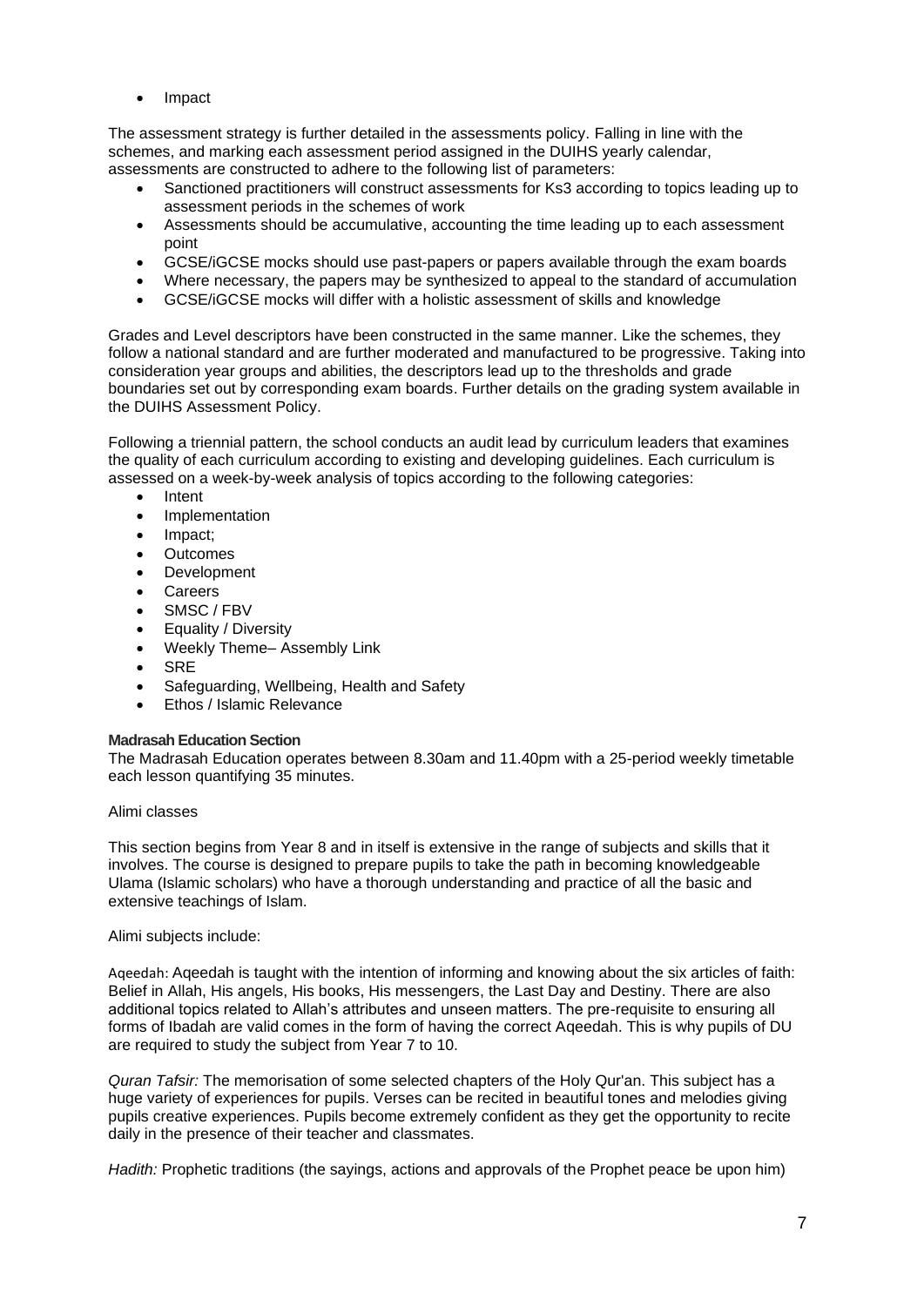- Impact

The assessment strategy is further detailed in the assessments policy. Falling in line with the schemes, and marking each assessment period assigned in the DUIHS yearly calendar, assessments are constructed to adhere to the following list of parameters:

- Sanctioned practitioners will construct assessments for Ks3 according to topics leading up to assessment periods in the schemes of work
- Assessments should be accumulative, accounting the time leading up to each assessment point
- GCSE/iGCSE mocks should use past-papers or papers available through the exam boards
- Where necessary, the papers may be synthesized to appeal to the standard of accumulation
- GCSE/iGCSE mocks will differ with a holistic assessment of skills and knowledge

Grades and Level descriptors have been constructed in the same manner. Like the schemes, they follow a national standard and are further moderated and manufactured to be progressive. Taking into consideration year groups and abilities, the descriptors lead up to the thresholds and grade boundaries set out by corresponding exam boards. Further details on the grading system available in the DUIHS Assessment Policy.

Following a triennial pattern, the school conducts an audit lead by curriculum leaders that examines the quality of each curriculum according to existing and developing guidelines. Each curriculum is assessed on a week-by-week analysis of topics according to the following categories:

- Intent
- Implementation
- Impact;
- Outcomes
- Development
- Careers
- SMSC / FBV
- Equality / Diversity
- Weekly Theme– Assembly Link
- SRE
- Safeguarding, Wellbeing, Health and Safety
- Ethos / Islamic Relevance

**Madrasah Education Section**

The Madrasah Education operates between 8.30am and 11.40pm with a 25-period weekly timetable each lesson quantifying 35 minutes.

Alimi classes

This section begins from Year 8 and in itself is extensive in the range of subjects and skills that it involves. The course is designed to prepare pupils to take the path in becoming knowledgeable Ulama (Islamic scholars) who have a thorough understanding and practice of all the basic and extensive teachings of Islam.

Alimi subjects include:

Aqeedah: Aqeedah is taught with the intention of informing and knowing about the six articles of faith: Belief in Allah, His angels, His books, His messengers, the Last Day and Destiny. There are also additional topics related to Allah's attributes and unseen matters. The pre-requisite to ensuring all forms of Ibadah are valid comes in the form of having the correct Aqeedah. This is why pupils of DU are required to study the subject from Year 7 to 10.

*Quran Tafsir:* The memorisation of some selected chapters of the Holy Qur'an. This subject has a huge variety of experiences for pupils. Verses can be recited in beautiful tones and melodies giving pupils creative experiences. Pupils become extremely confident as they get the opportunity to recite daily in the presence of their teacher and classmates.

*Hadith:* Prophetic traditions (the sayings, actions and approvals of the Prophet peace be upon him)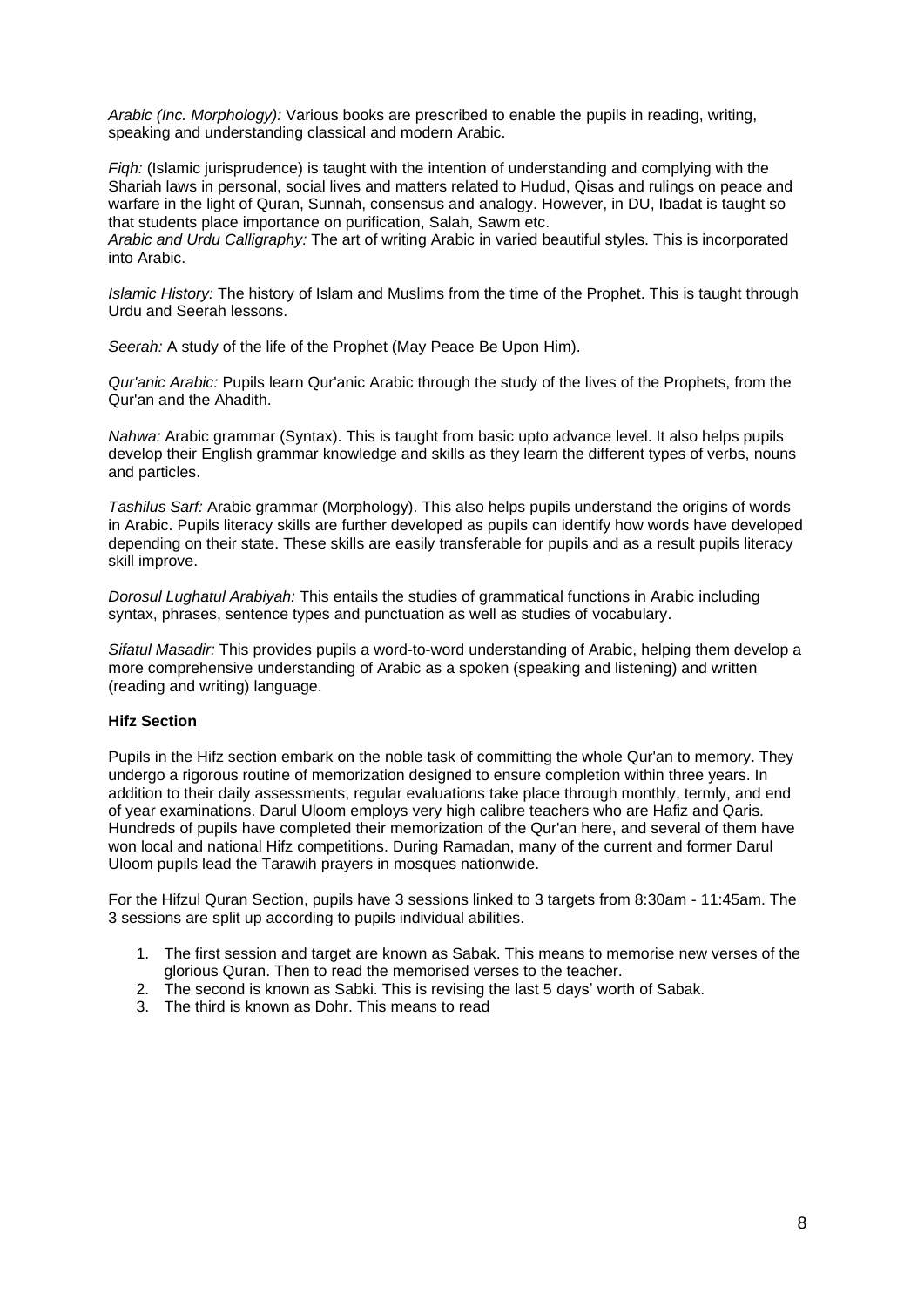*Arabic (Inc. Morphology):* Various books are prescribed to enable the pupils in reading, writing, speaking and understanding classical and modern Arabic.

*Fiqh:* (Islamic jurisprudence) is taught with the intention of understanding and complying with the Shariah laws in personal, social lives and matters related to Hudud, Qisas and rulings on peace and warfare in the light of Quran, Sunnah, consensus and analogy. However, in DU, Ibadat is taught so that students place importance on purification, Salah, Sawm etc.
*Arabic and Urdu Calligraphy:* The art of writing Arabic in varied beautiful styles. This is incorporated into Arabic.

*Islamic History:* The history of Islam and Muslims from the time of the Prophet. This is taught through Urdu and Seerah lessons.

*Seerah:* A study of the life of the Prophet (May Peace Be Upon Him).

*Qur'anic Arabic:* Pupils learn Qur'anic Arabic through the study of the lives of the Prophets, from the Qur'an and the Ahadith.

*Nahwa:* Arabic grammar (Syntax). This is taught from basic upto advance level. It also helps pupils develop their English grammar knowledge and skills as they learn the different types of verbs, nouns and particles.

*Tashilus Sarf:* Arabic grammar (Morphology). This also helps pupils understand the origins of words in Arabic. Pupils literacy skills are further developed as pupils can identify how words have developed depending on their state. These skills are easily transferable for pupils and as a result pupils literacy skill improve.

*Dorosul Lughatul Arabiyah:* This entails the studies of grammatical functions in Arabic including syntax, phrases, sentence types and punctuation as well as studies of vocabulary.

*Sifatul Masadir:* This provides pupils a word-to-word understanding of Arabic, helping them develop a more comprehensive understanding of Arabic as a spoken (speaking and listening) and written (reading and writing) language.

**Hifz Section**

Pupils in the Hifz section embark on the noble task of committing the whole Qur'an to memory. They undergo a rigorous routine of memorization designed to ensure completion within three years. In addition to their daily assessments, regular evaluations take place through monthly, termly, and end of year examinations. Darul Uloom employs very high calibre teachers who are Hafiz and Qaris. Hundreds of pupils have completed their memorization of the Qur'an here, and several of them have won local and national Hifz competitions. During Ramadan, many of the current and former Darul Uloom pupils lead the Tarawih prayers in mosques nationwide.

For the Hifzul Quran Section, pupils have 3 sessions linked to 3 targets from 8:30am - 11:45am. The 3 sessions are split up according to pupils individual abilities.

1. The first session and target are known as Sabak. This means to memorise new verses of the glorious Quran. Then to read the memorised verses to the teacher.
2. The second is known as Sabki. This is revising the last 5 days' worth of Sabak.
3. The third is known as Dohr. This means to read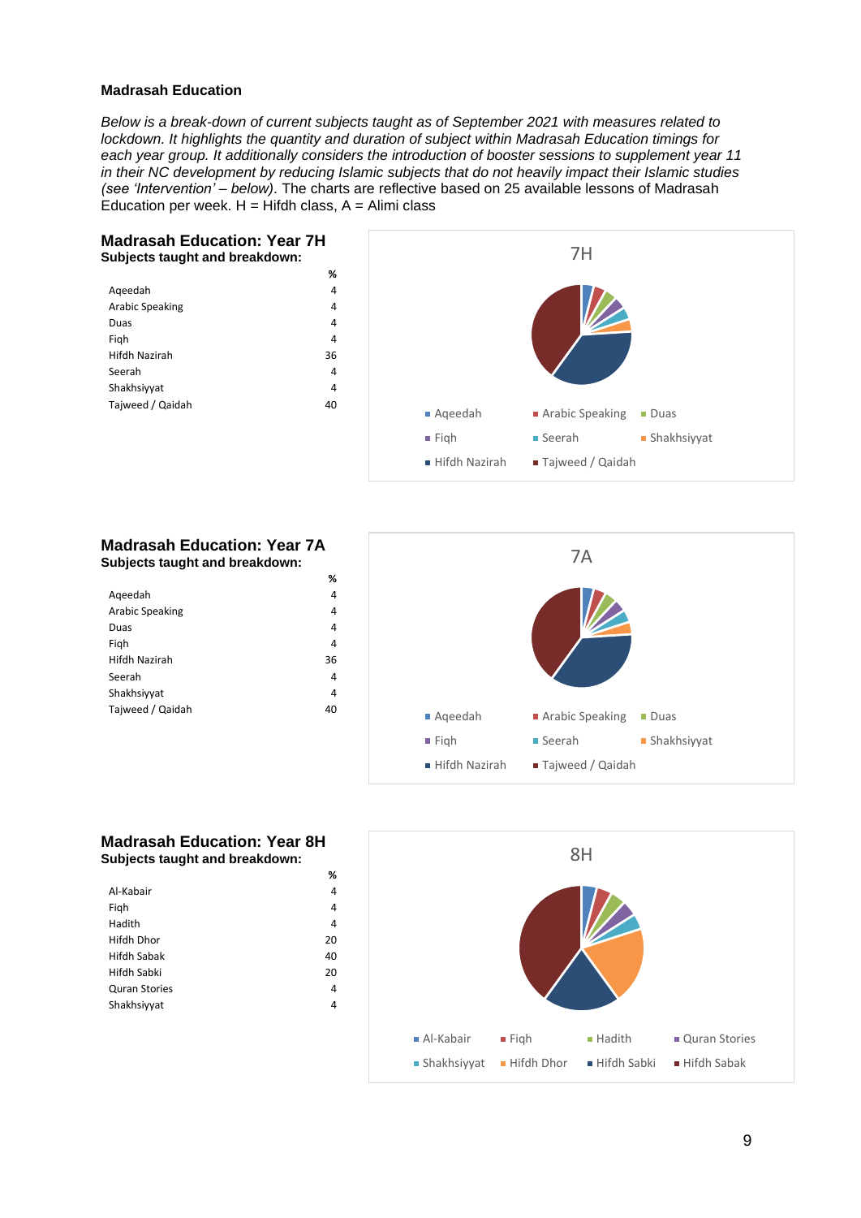**Madrasah Education**

*Below is a break-down of current subjects taught as of September 2021 with measures related to lockdown. It highlights the quantity and duration of subject within Madrasah Education timings for each year group. It additionally considers the introduction of booster sessions to supplement year 11 in their NC development by reducing Islamic subjects that do not heavily impact their Islamic studies (see 'Intervention' – below).* The charts are reflective based on 25 available lessons of Madrasah Education per week. H = Hifdh class, A = Alimi class

## Madrasah Education: Year 7H

**Subjects taught and breakdown:**

| | % |
|---|---|
| Aqeedah | 4 |
| Arabic Speaking | 4 |
| Duas | 4 |
| Fiqh | 4 |
| Hifdh Nazirah | 36 |
| Seerah | 4 |
| Shakhsiyyat | 4 |
| Tajweed / Qaidah | 40 |

7H

Aqeedah
Arabic Speaking
Duas
Fiqh
Seerah
Shakhsiyyat
Hifdh Nazirah
Tajweed / Qaidah

## Madrasah Education: Year 7A

**Subjects taught and breakdown:**

| | % |
|---|---|
| Aqeedah | 4 |
| Arabic Speaking | 4 |
| Duas | 4 |
| Fiqh | 4 |
| Hifdh Nazirah | 36 |
| Seerah | 4 |
| Shakhsiyyat | 4 |
| Tajweed / Qaidah | 40 |

7A

Aqeedah
Arabic Speaking
Duas
Fiqh
Seerah
Shakhsiyyat
Hifdh Nazirah
Tajweed / Qaidah

## Madrasah Education: Year 8H

**Subjects taught and breakdown:**

| | % |
|---|---|
| Al-Kabair | 4 |
| Fiqh | 4 |
| Hadith | 4 |
| Hifdh Dhor | 20 |
| Hifdh Sabak | 40 |
| Hifdh Sabki | 20 |
| Quran Stories | 4 |
| Shakhsiyyat | 4 |

8H

Al-Kabair
Fiqh
Hadith
Quran Stories
Shakhsiyyat
Hifdh Dhor
Hifdh Sabki
Hifdh Sabak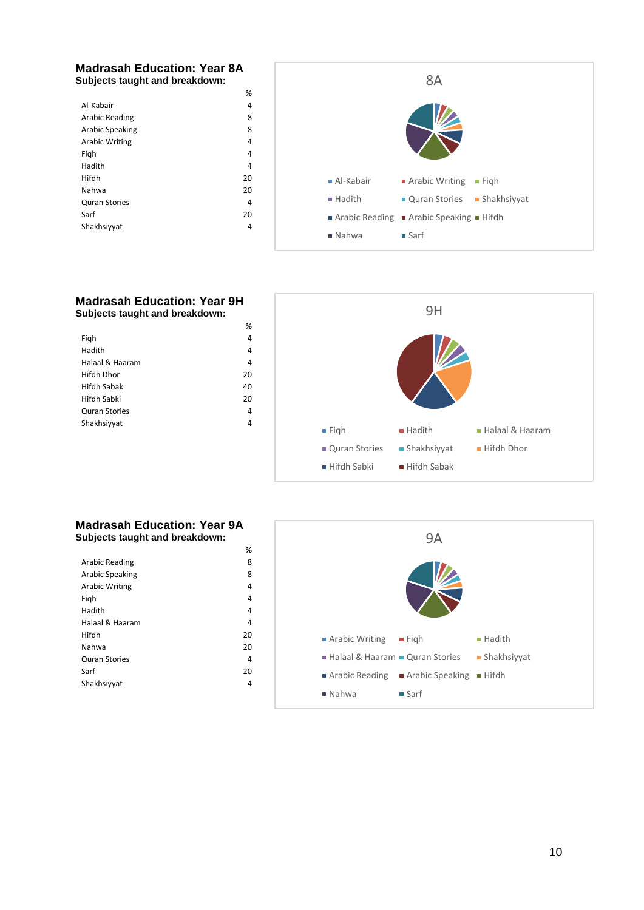## Madrasah Education: Year 8A

**Subjects taught and breakdown:**

| | % |
|---|---|
| Al-Kabair | 4 |
| Arabic Reading | 8 |
| Arabic Speaking | 8 |
| Arabic Writing | 4 |
| Fiqh | 4 |
| Hadith | 4 |
| Hifdh | 20 |
| Nahwa | 20 |
| Quran Stories | 4 |
| Sarf | 20 |
| Shakhsiyyat | 4 |

8A

Al-Kabair, Arabic Writing, Fiqh, Hadith, Quran Stories, Shakhsiyyat, Arabic Reading, Arabic Speaking, Hifdh, Nahwa, Sarf

## Madrasah Education: Year 9H

**Subjects taught and breakdown:**

| | % |
|---|---|
| Fiqh | 4 |
| Hadith | 4 |
| Halaal & Haaram | 4 |
| Hifdh Dhor | 20 |
| Hifdh Sabak | 40 |
| Hifdh Sabki | 20 |
| Quran Stories | 4 |
| Shakhsiyyat | 4 |

9H

Fiqh, Hadith, Halaal & Haaram, Quran Stories, Shakhsiyyat, Hifdh Dhor, Hifdh Sabki, Hifdh Sabak

## Madrasah Education: Year 9A

**Subjects taught and breakdown:**

| | % |
|---|---|
| Arabic Reading | 8 |
| Arabic Speaking | 8 |
| Arabic Writing | 4 |
| Fiqh | 4 |
| Hadith | 4 |
| Halaal & Haaram | 4 |
| Hifdh | 20 |
| Nahwa | 20 |
| Quran Stories | 4 |
| Sarf | 20 |
| Shakhsiyyat | 4 |

9A

Arabic Writing, Fiqh, Hadith, Halaal & Haaram, Quran Stories, Shakhsiyyat, Arabic Reading, Arabic Speaking, Hifdh, Nahwa, Sarf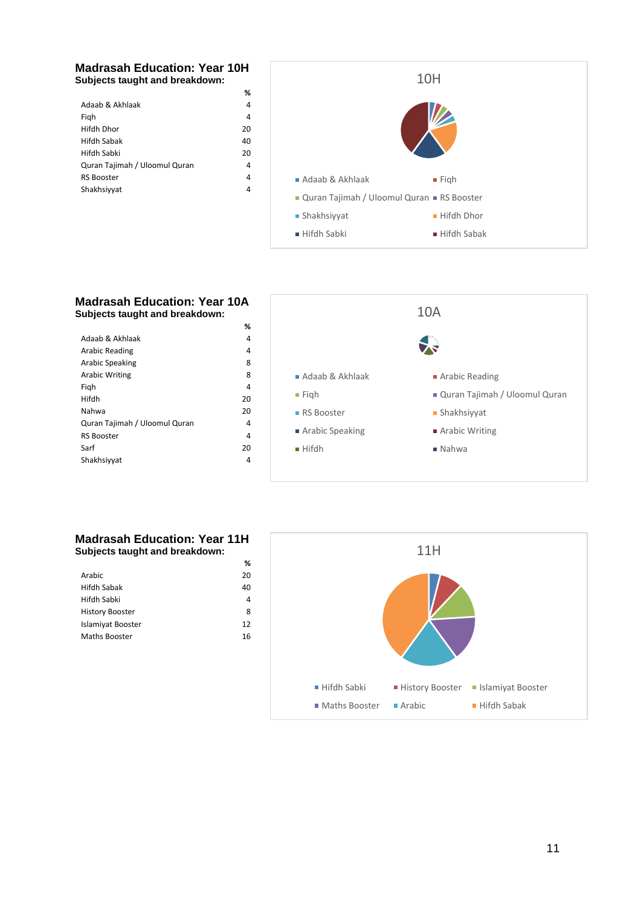## Madrasah Education: Year 10H

**Subjects taught and breakdown:**

| | % |
|---|---|
| Adaab & Akhlaak | 4 |
| Fiqh | 4 |
| Hifdh Dhor | 20 |
| Hifdh Sabak | 40 |
| Hifdh Sabki | 20 |
| Quran Tajimah / Uloomul Quran | 4 |
| RS Booster | 4 |
| Shakhsiyyat | 4 |

10H

Adaab & Akhlaak
Fiqh
Quran Tajimah / Uloomul Quran
RS Booster
Shakhsiyyat
Hifdh Dhor
Hifdh Sabki
Hifdh Sabak

## Madrasah Education: Year 10A

**Subjects taught and breakdown:**

| | % |
|---|---|
| Adaab & Akhlaak | 4 |
| Arabic Reading | 4 |
| Arabic Speaking | 8 |
| Arabic Writing | 8 |
| Fiqh | 4 |
| Hifdh | 20 |
| Nahwa | 20 |
| Quran Tajimah / Uloomul Quran | 4 |
| RS Booster | 4 |
| Sarf | 20 |
| Shakhsiyyat | 4 |

10A

Adaab & Akhlaak
Arabic Reading
Fiqh
Quran Tajimah / Uloomul Quran
RS Booster
Shakhsiyyat
Arabic Speaking
Arabic Writing
Hifdh
Nahwa

## Madrasah Education: Year 11H

**Subjects taught and breakdown:**

| | % |
|---|---|
| Arabic | 20 |
| Hifdh Sabak | 40 |
| Hifdh Sabki | 4 |
| History Booster | 8 |
| Islamiyat Booster | 12 |
| Maths Booster | 16 |

11H

Hifdh Sabki
History Booster
Islamiyat Booster
Maths Booster
Arabic
Hifdh Sabak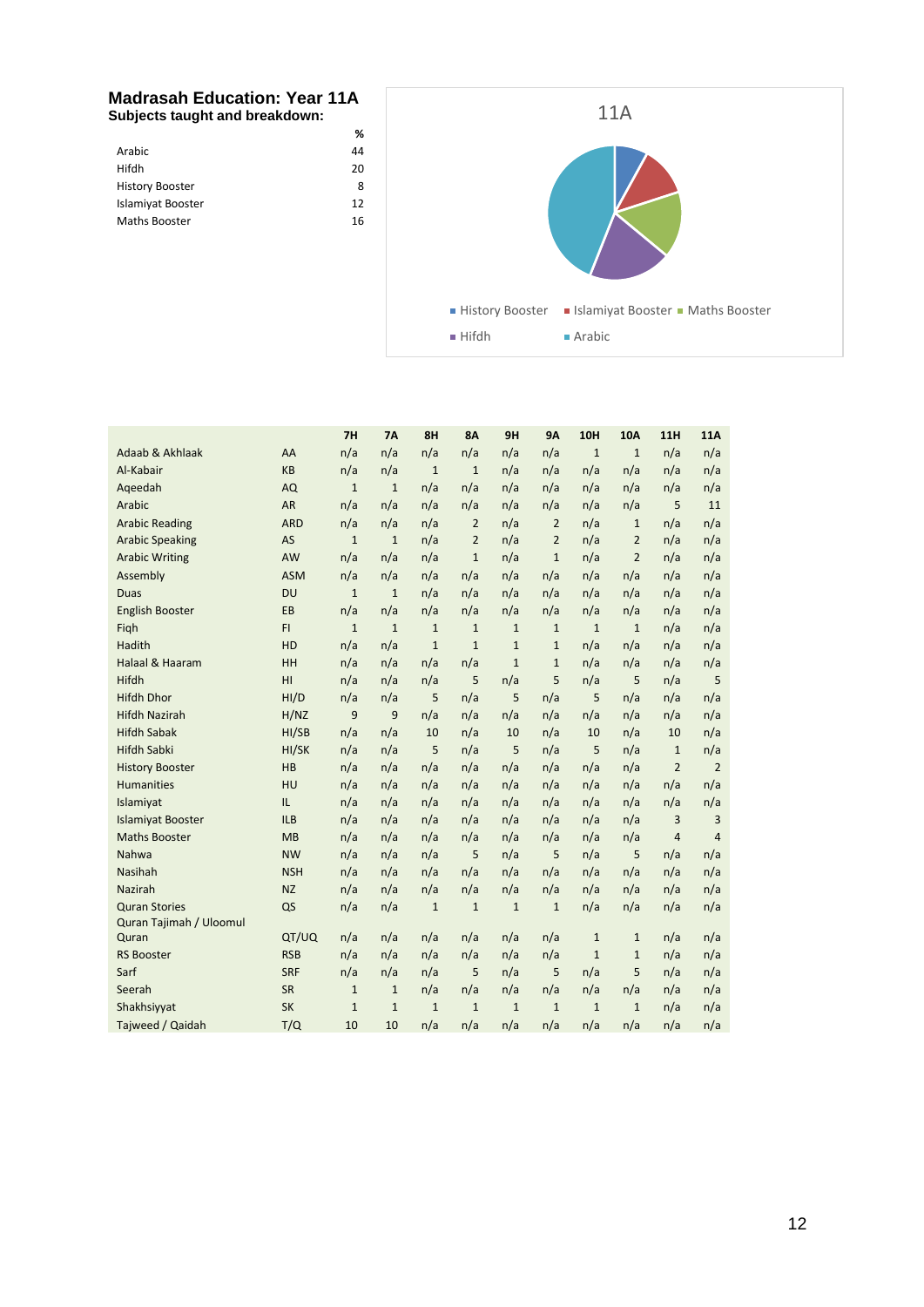# Madrasah Education: Year 11A

**Subjects taught and breakdown:**

| | % |
|---|---|
| Arabic | 44 |
| Hifdh | 20 |
| History Booster | 8 |
| Islamiyat Booster | 12 |
| Maths Booster | 16 |

11A

History Booster
Islamiyat Booster
Maths Booster
Hifdh
Arabic

| | | 7H | 7A | 8H | 8A | 9H | 9A | 10H | 10A | 11H | 11A |
|---|---|---|---|---|---|---|---|---|---|---|---|
| Adaab & Akhlaak | AA | n/a | n/a | n/a | n/a | n/a | n/a | 1 | 1 | n/a | n/a |
| Al-Kabair | KB | n/a | n/a | 1 | 1 | n/a | n/a | n/a | n/a | n/a | n/a |
| Aqeedah | AQ | 1 | 1 | n/a | n/a | n/a | n/a | n/a | n/a | n/a | n/a |
| Arabic | AR | n/a | n/a | n/a | n/a | n/a | n/a | n/a | n/a | 5 | 11 |
| Arabic Reading | ARD | n/a | n/a | n/a | 2 | n/a | 2 | n/a | 1 | n/a | n/a |
| Arabic Speaking | AS | 1 | 1 | n/a | 2 | n/a | 2 | n/a | 2 | n/a | n/a |
| Arabic Writing | AW | n/a | n/a | n/a | 1 | n/a | 1 | n/a | 2 | n/a | n/a |
| Assembly | ASM | n/a | n/a | n/a | n/a | n/a | n/a | n/a | n/a | n/a | n/a |
| Duas | DU | 1 | 1 | n/a | n/a | n/a | n/a | n/a | n/a | n/a | n/a |
| English Booster | EB | n/a | n/a | n/a | n/a | n/a | n/a | n/a | n/a | n/a | n/a |
| Fiqh | FI | 1 | 1 | 1 | 1 | 1 | 1 | 1 | 1 | n/a | n/a |
| Hadith | HD | n/a | n/a | 1 | 1 | 1 | 1 | n/a | n/a | n/a | n/a |
| Halaal & Haaram | HH | n/a | n/a | n/a | n/a | 1 | 1 | n/a | n/a | n/a | n/a |
| Hifdh | HI | n/a | n/a | n/a | 5 | n/a | 5 | n/a | 5 | n/a | 5 |
| Hifdh Dhor | HI/D | n/a | n/a | 5 | n/a | 5 | n/a | 5 | n/a | n/a | n/a |
| Hifdh Nazirah | H/NZ | 9 | 9 | n/a | n/a | n/a | n/a | n/a | n/a | n/a | n/a |
| Hifdh Sabak | HI/SB | n/a | n/a | 10 | n/a | 10 | n/a | 10 | n/a | 10 | n/a |
| Hifdh Sabki | HI/SK | n/a | n/a | 5 | n/a | 5 | n/a | 5 | n/a | 1 | n/a |
| History Booster | HB | n/a | n/a | n/a | n/a | n/a | n/a | n/a | n/a | 2 | 2 |
| Humanities | HU | n/a | n/a | n/a | n/a | n/a | n/a | n/a | n/a | n/a | n/a |
| Islamiyat | IL | n/a | n/a | n/a | n/a | n/a | n/a | n/a | n/a | n/a | n/a |
| Islamiyat Booster | ILB | n/a | n/a | n/a | n/a | n/a | n/a | n/a | n/a | 3 | 3 |
| Maths Booster | MB | n/a | n/a | n/a | n/a | n/a | n/a | n/a | n/a | 4 | 4 |
| Nahwa | NW | n/a | n/a | n/a | 5 | n/a | 5 | n/a | 5 | n/a | n/a |
| Nasihah | NSH | n/a | n/a | n/a | n/a | n/a | n/a | n/a | n/a | n/a | n/a |
| Nazirah | NZ | n/a | n/a | n/a | n/a | n/a | n/a | n/a | n/a | n/a | n/a |
| Quran Stories | QS | n/a | n/a | 1 | 1 | 1 | 1 | n/a | n/a | n/a | n/a |
| Quran Tajimah / Uloomul Quran | QT/UQ | n/a | n/a | n/a | n/a | n/a | n/a | 1 | 1 | n/a | n/a |
| RS Booster | RSB | n/a | n/a | n/a | n/a | n/a | n/a | 1 | 1 | n/a | n/a |
| Sarf | SRF | n/a | n/a | n/a | 5 | n/a | 5 | n/a | 5 | n/a | n/a |
| Seerah | SR | 1 | 1 | n/a | n/a | n/a | n/a | n/a | n/a | n/a | n/a |
| Shakhsiyyat | SK | 1 | 1 | 1 | 1 | 1 | 1 | 1 | 1 | n/a | n/a |
| Tajweed / Qaidah | T/Q | 10 | 10 | n/a | n/a | n/a | n/a | n/a | n/a | n/a | n/a |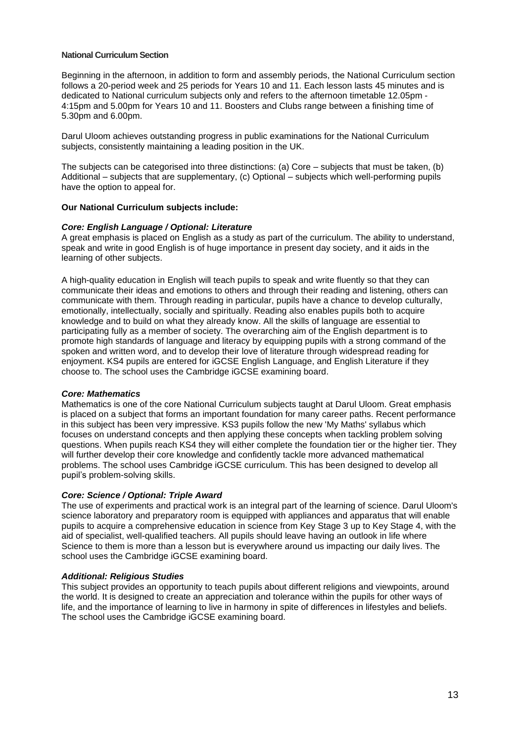**National Curriculum Section**

Beginning in the afternoon, in addition to form and assembly periods, the National Curriculum section follows a 20-period week and 25 periods for Years 10 and 11. Each lesson lasts 45 minutes and is dedicated to National curriculum subjects only and refers to the afternoon timetable 12.05pm - 4:15pm and 5.00pm for Years 10 and 11. Boosters and Clubs range between a finishing time of 5.30pm and 6.00pm.

Darul Uloom achieves outstanding progress in public examinations for the National Curriculum subjects, consistently maintaining a leading position in the UK.

The subjects can be categorised into three distinctions: (a) Core – subjects that must be taken, (b) Additional – subjects that are supplementary, (c) Optional – subjects which well-performing pupils have the option to appeal for.

**Our National Curriculum subjects include:**

***Core: English Language / Optional: Literature***

A great emphasis is placed on English as a study as part of the curriculum. The ability to understand, speak and write in good English is of huge importance in present day society, and it aids in the learning of other subjects.

A high-quality education in English will teach pupils to speak and write fluently so that they can communicate their ideas and emotions to others and through their reading and listening, others can communicate with them. Through reading in particular, pupils have a chance to develop culturally, emotionally, intellectually, socially and spiritually. Reading also enables pupils both to acquire knowledge and to build on what they already know. All the skills of language are essential to participating fully as a member of society. The overarching aim of the English department is to promote high standards of language and literacy by equipping pupils with a strong command of the spoken and written word, and to develop their love of literature through widespread reading for enjoyment. KS4 pupils are entered for iGCSE English Language, and English Literature if they choose to. The school uses the Cambridge iGCSE examining board.

***Core: Mathematics***

Mathematics is one of the core National Curriculum subjects taught at Darul Uloom. Great emphasis is placed on a subject that forms an important foundation for many career paths. Recent performance in this subject has been very impressive. KS3 pupils follow the new 'My Maths' syllabus which focuses on understand concepts and then applying these concepts when tackling problem solving questions. When pupils reach KS4 they will either complete the foundation tier or the higher tier. They will further develop their core knowledge and confidently tackle more advanced mathematical problems. The school uses Cambridge iGCSE curriculum. This has been designed to develop all pupil's problem-solving skills.

***Core: Science / Optional: Triple Award***

The use of experiments and practical work is an integral part of the learning of science. Darul Uloom's science laboratory and preparatory room is equipped with appliances and apparatus that will enable pupils to acquire a comprehensive education in science from Key Stage 3 up to Key Stage 4, with the aid of specialist, well-qualified teachers. All pupils should leave having an outlook in life where Science to them is more than a lesson but is everywhere around us impacting our daily lives. The school uses the Cambridge iGCSE examining board.

***Additional: Religious Studies***

This subject provides an opportunity to teach pupils about different religions and viewpoints, around the world. It is designed to create an appreciation and tolerance within the pupils for other ways of life, and the importance of learning to live in harmony in spite of differences in lifestyles and beliefs. The school uses the Cambridge iGCSE examining board.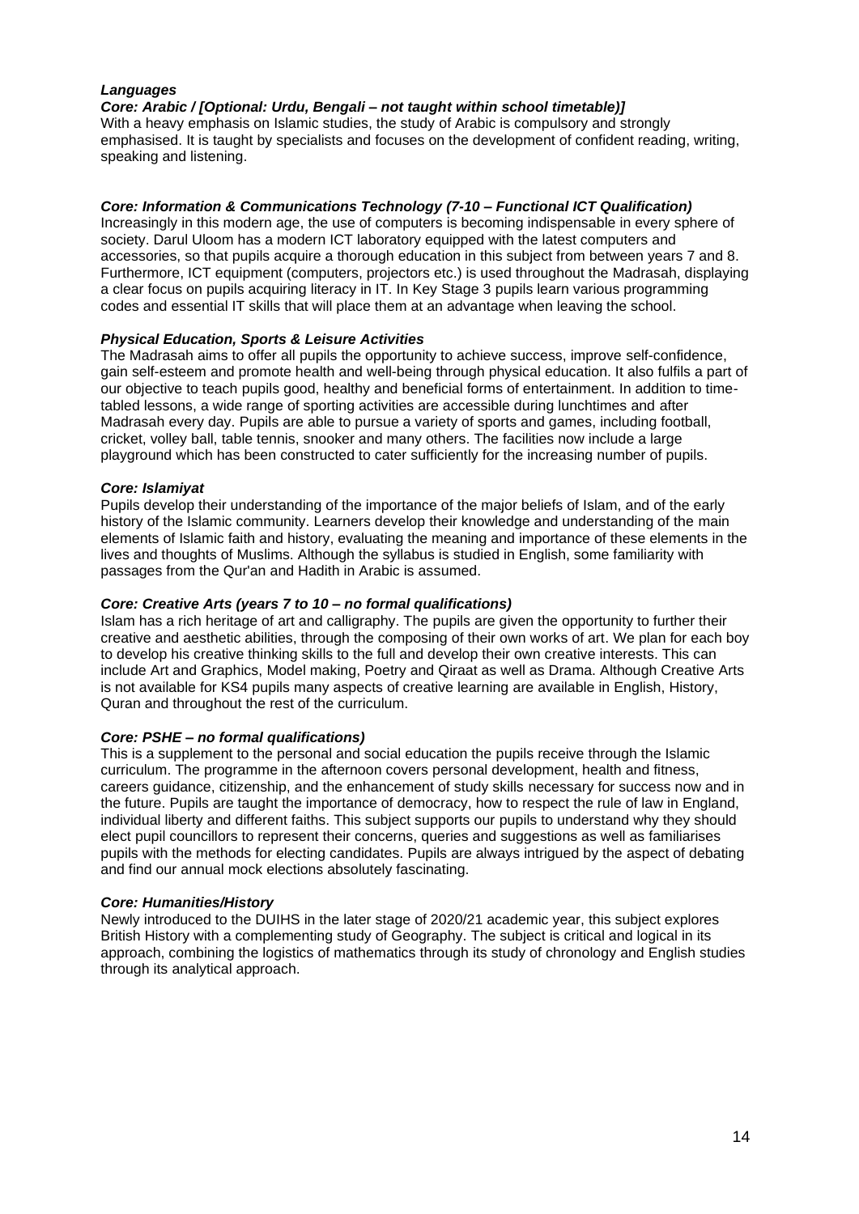***Languages***

***Core: Arabic / [Optional: Urdu, Bengali – not taught within school timetable)]***

With a heavy emphasis on Islamic studies, the study of Arabic is compulsory and strongly emphasised. It is taught by specialists and focuses on the development of confident reading, writing, speaking and listening.

***Core: Information & Communications Technology (7-10 – Functional ICT Qualification)***

Increasingly in this modern age, the use of computers is becoming indispensable in every sphere of society. Darul Uloom has a modern ICT laboratory equipped with the latest computers and accessories, so that pupils acquire a thorough education in this subject from between years 7 and 8. Furthermore, ICT equipment (computers, projectors etc.) is used throughout the Madrasah, displaying a clear focus on pupils acquiring literacy in IT. In Key Stage 3 pupils learn various programming codes and essential IT skills that will place them at an advantage when leaving the school.

***Physical Education, Sports & Leisure Activities***

The Madrasah aims to offer all pupils the opportunity to achieve success, improve self-confidence, gain self-esteem and promote health and well-being through physical education. It also fulfils a part of our objective to teach pupils good, healthy and beneficial forms of entertainment. In addition to time-tabled lessons, a wide range of sporting activities are accessible during lunchtimes and after Madrasah every day. Pupils are able to pursue a variety of sports and games, including football, cricket, volley ball, table tennis, snooker and many others. The facilities now include a large playground which has been constructed to cater sufficiently for the increasing number of pupils.

***Core: Islamiyat***

Pupils develop their understanding of the importance of the major beliefs of Islam, and of the early history of the Islamic community. Learners develop their knowledge and understanding of the main elements of Islamic faith and history, evaluating the meaning and importance of these elements in the lives and thoughts of Muslims. Although the syllabus is studied in English, some familiarity with passages from the Qur'an and Hadith in Arabic is assumed.

***Core: Creative Arts (years 7 to 10 – no formal qualifications)***

Islam has a rich heritage of art and calligraphy. The pupils are given the opportunity to further their creative and aesthetic abilities, through the composing of their own works of art. We plan for each boy to develop his creative thinking skills to the full and develop their own creative interests. This can include Art and Graphics, Model making, Poetry and Qiraat as well as Drama. Although Creative Arts is not available for KS4 pupils many aspects of creative learning are available in English, History, Quran and throughout the rest of the curriculum.

***Core: PSHE – no formal qualifications)***

This is a supplement to the personal and social education the pupils receive through the Islamic curriculum. The programme in the afternoon covers personal development, health and fitness, careers guidance, citizenship, and the enhancement of study skills necessary for success now and in the future. Pupils are taught the importance of democracy, how to respect the rule of law in England, individual liberty and different faiths. This subject supports our pupils to understand why they should elect pupil councillors to represent their concerns, queries and suggestions as well as familiarises pupils with the methods for electing candidates. Pupils are always intrigued by the aspect of debating and find our annual mock elections absolutely fascinating.

***Core: Humanities/History***

Newly introduced to the DUIHS in the later stage of 2020/21 academic year, this subject explores British History with a complementing study of Geography. The subject is critical and logical in its approach, combining the logistics of mathematics through its study of chronology and English studies through its analytical approach.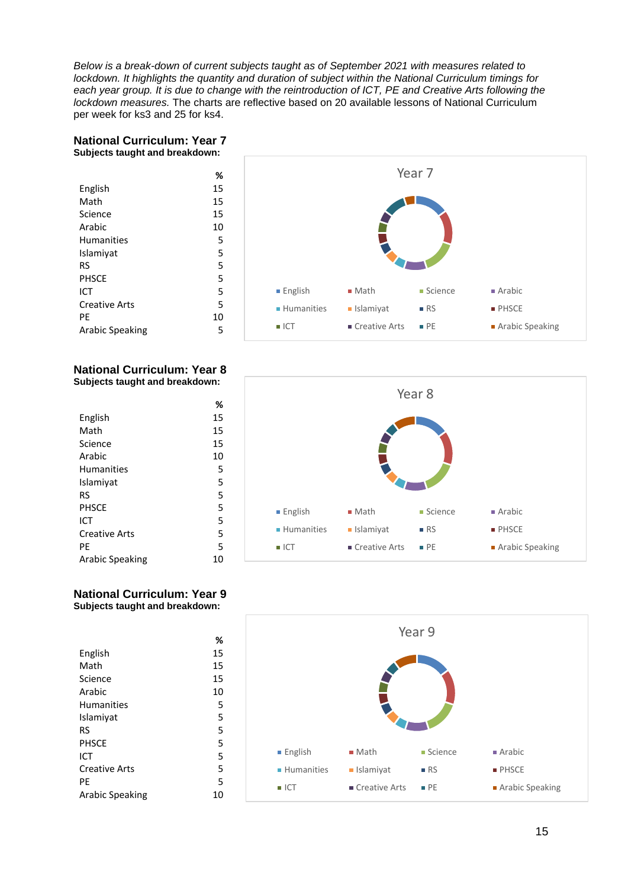*Below is a break-down of current subjects taught as of September 2021 with measures related to lockdown. It highlights the quantity and duration of subject within the National Curriculum timings for each year group. It is due to change with the reintroduction of ICT, PE and Creative Arts following the lockdown measures.* The charts are reflective based on 20 available lessons of National Curriculum per week for ks3 and 25 for ks4.

## National Curriculum: Year 7

**Subjects taught and breakdown:**

| | % |
|---|---|
| English | 15 |
| Math | 15 |
| Science | 15 |
| Arabic | 10 |
| Humanities | 5 |
| Islamiyat | 5 |
| RS | 5 |
| PHSCE | 5 |
| ICT | 5 |
| Creative Arts | 5 |
| PE | 10 |
| Arabic Speaking | 5 |

Year 7

English, Math, Science, Arabic, Humanities, Islamiyat, RS, PHSCE, ICT, Creative Arts, PE, Arabic Speaking

## National Curriculum: Year 8

**Subjects taught and breakdown:**

| | % |
|---|---|
| English | 15 |
| Math | 15 |
| Science | 15 |
| Arabic | 10 |
| Humanities | 5 |
| Islamiyat | 5 |
| RS | 5 |
| PHSCE | 5 |
| ICT | 5 |
| Creative Arts | 5 |
| PE | 5 |
| Arabic Speaking | 10 |

Year 8

English, Math, Science, Arabic, Humanities, Islamiyat, RS, PHSCE, ICT, Creative Arts, PE, Arabic Speaking

## National Curriculum: Year 9

**Subjects taught and breakdown:**

| | % |
|---|---|
| English | 15 |
| Math | 15 |
| Science | 15 |
| Arabic | 10 |
| Humanities | 5 |
| Islamiyat | 5 |
| RS | 5 |
| PHSCE | 5 |
| ICT | 5 |
| Creative Arts | 5 |
| PE | 5 |
| Arabic Speaking | 10 |

Year 9

English, Math, Science, Arabic, Humanities, Islamiyat, RS, PHSCE, ICT, Creative Arts, PE, Arabic Speaking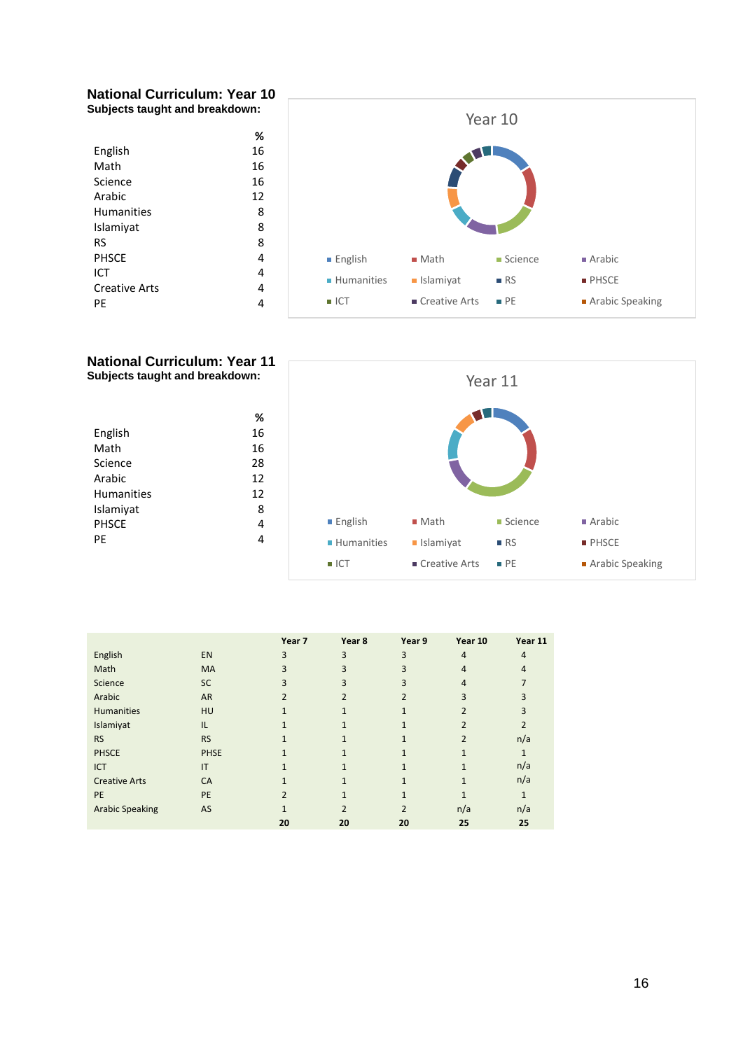## National Curriculum: Year 10

**Subjects taught and breakdown:**

| | % |
|---|---|
| English | 16 |
| Math | 16 |
| Science | 16 |
| Arabic | 12 |
| Humanities | 8 |
| Islamiyat | 8 |
| RS | 8 |
| PHSCE | 4 |
| ICT | 4 |
| Creative Arts | 4 |
| PE | 4 |

Year 10

English
Math
Science
Arabic
Humanities
Islamiyat
RS
PHSCE
ICT
Creative Arts
PE
Arabic Speaking

## National Curriculum: Year 11

**Subjects taught and breakdown:**

| | % |
|---|---|
| English | 16 |
| Math | 16 |
| Science | 28 |
| Arabic | 12 |
| Humanities | 12 |
| Islamiyat | 8 |
| PHSCE | 4 |
| PE | 4 |

Year 11

English
Math
Science
Arabic
Humanities
Islamiyat
RS
PHSCE
ICT
Creative Arts
PE
Arabic Speaking

| | | Year 7 | Year 8 | Year 9 | Year 10 | Year 11 |
|---|---|---|---|---|---|---|
| English | EN | 3 | 3 | 3 | 4 | 4 |
| Math | MA | 3 | 3 | 3 | 4 | 4 |
| Science | SC | 3 | 3 | 3 | 4 | 7 |
| Arabic | AR | 2 | 2 | 2 | 3 | 3 |
| Humanities | HU | 1 | 1 | 1 | 2 | 3 |
| Islamiyat | IL | 1 | 1 | 1 | 2 | 2 |
| RS | RS | 1 | 1 | 1 | 2 | n/a |
| PHSCE | PHSE | 1 | 1 | 1 | 1 | 1 |
| ICT | IT | 1 | 1 | 1 | 1 | n/a |
| Creative Arts | CA | 1 | 1 | 1 | 1 | n/a |
| PE | PE | 2 | 1 | 1 | 1 | 1 |
| Arabic Speaking | AS | 1 | 2 | 2 | n/a | n/a |
| | | **20** | **20** | **20** | **25** | **25** |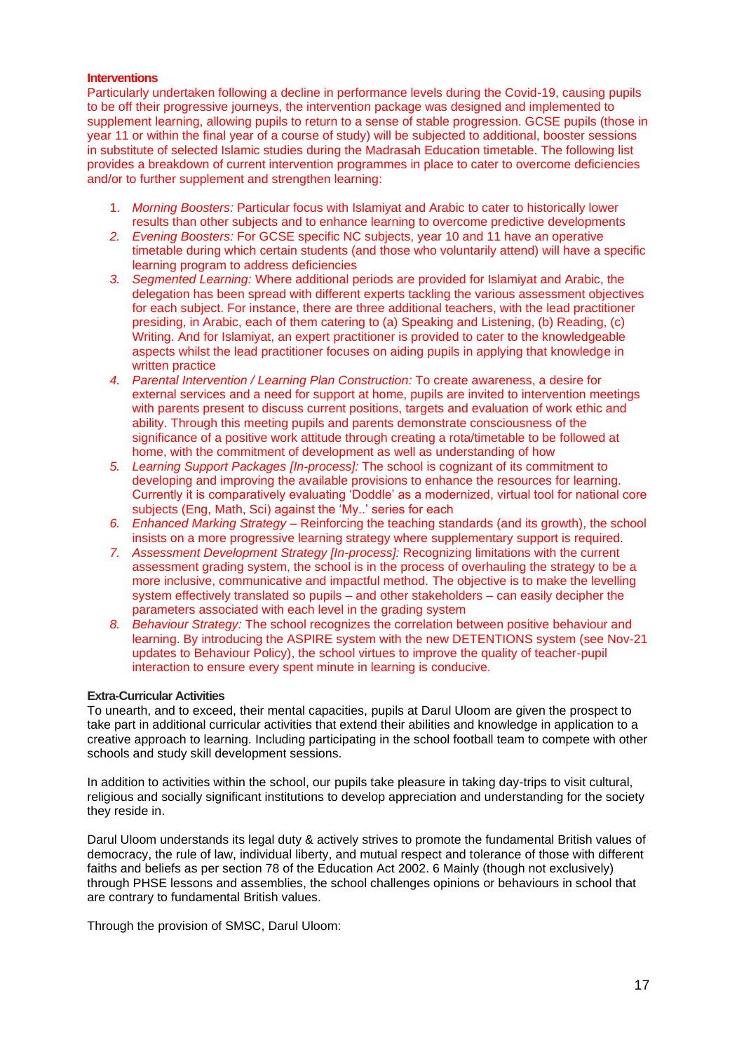**Interventions**

Particularly undertaken following a decline in performance levels during the Covid-19, causing pupils to be off their progressive journeys, the intervention package was designed and implemented to supplement learning, allowing pupils to return to a sense of stable progression. GCSE pupils (those in year 11 or within the final year of a course of study) will be subjected to additional, booster sessions in substitute of selected Islamic studies during the Madrasah Education timetable. The following list provides a breakdown of current intervention programmes in place to cater to overcome deficiencies and/or to further supplement and strengthen learning:

1. *Morning Boosters:* Particular focus with Islamiyat and Arabic to cater to historically lower results than other subjects and to enhance learning to overcome predictive developments
2. *Evening Boosters:* For GCSE specific NC subjects, year 10 and 11 have an operative timetable during which certain students (and those who voluntarily attend) will have a specific learning program to address deficiencies
3. *Segmented Learning:* Where additional periods are provided for Islamiyat and Arabic, the delegation has been spread with different experts tackling the various assessment objectives for each subject. For instance, there are three additional teachers, with the lead practitioner presiding, in Arabic, each of them catering to (a) Speaking and Listening, (b) Reading, (c) Writing. And for Islamiyat, an expert practitioner is provided to cater to the knowledgeable aspects whilst the lead practitioner focuses on aiding pupils in applying that knowledge in written practice
4. *Parental Intervention / Learning Plan Construction:* To create awareness, a desire for external services and a need for support at home, pupils are invited to intervention meetings with parents present to discuss current positions, targets and evaluation of work ethic and ability. Through this meeting pupils and parents demonstrate consciousness of the significance of a positive work attitude through creating a rota/timetable to be followed at home, with the commitment of development as well as understanding of how
5. *Learning Support Packages [In-process]:* The school is cognizant of its commitment to developing and improving the available provisions to enhance the resources for learning. Currently it is comparatively evaluating 'Doddle' as a modernized, virtual tool for national core subjects (Eng, Math, Sci) against the 'My..' series for each
6. *Enhanced Marking Strategy* – Reinforcing the teaching standards (and its growth), the school insists on a more progressive learning strategy where supplementary support is required.
7. *Assessment Development Strategy [In-process]:* Recognizing limitations with the current assessment grading system, the school is in the process of overhauling the strategy to be a more inclusive, communicative and impactful method. The objective is to make the levelling system effectively translated so pupils – and other stakeholders – can easily decipher the parameters associated with each level in the grading system
8. *Behaviour Strategy:* The school recognizes the correlation between positive behaviour and learning. By introducing the ASPIRE system with the new DETENTIONS system (see Nov-21 updates to Behaviour Policy), the school virtues to improve the quality of teacher-pupil interaction to ensure every spent minute in learning is conducive.

**Extra-Curricular Activities**

To unearth, and to exceed, their mental capacities, pupils at Darul Uloom are given the prospect to take part in additional curricular activities that extend their abilities and knowledge in application to a creative approach to learning. Including participating in the school football team to compete with other schools and study skill development sessions.

In addition to activities within the school, our pupils take pleasure in taking day-trips to visit cultural, religious and socially significant institutions to develop appreciation and understanding for the society they reside in.

Darul Uloom understands its legal duty & actively strives to promote the fundamental British values of democracy, the rule of law, individual liberty, and mutual respect and tolerance of those with different faiths and beliefs as per section 78 of the Education Act 2002. 6 Mainly (though not exclusively) through PHSE lessons and assemblies, the school challenges opinions or behaviours in school that are contrary to fundamental British values.

Through the provision of SMSC, Darul Uloom: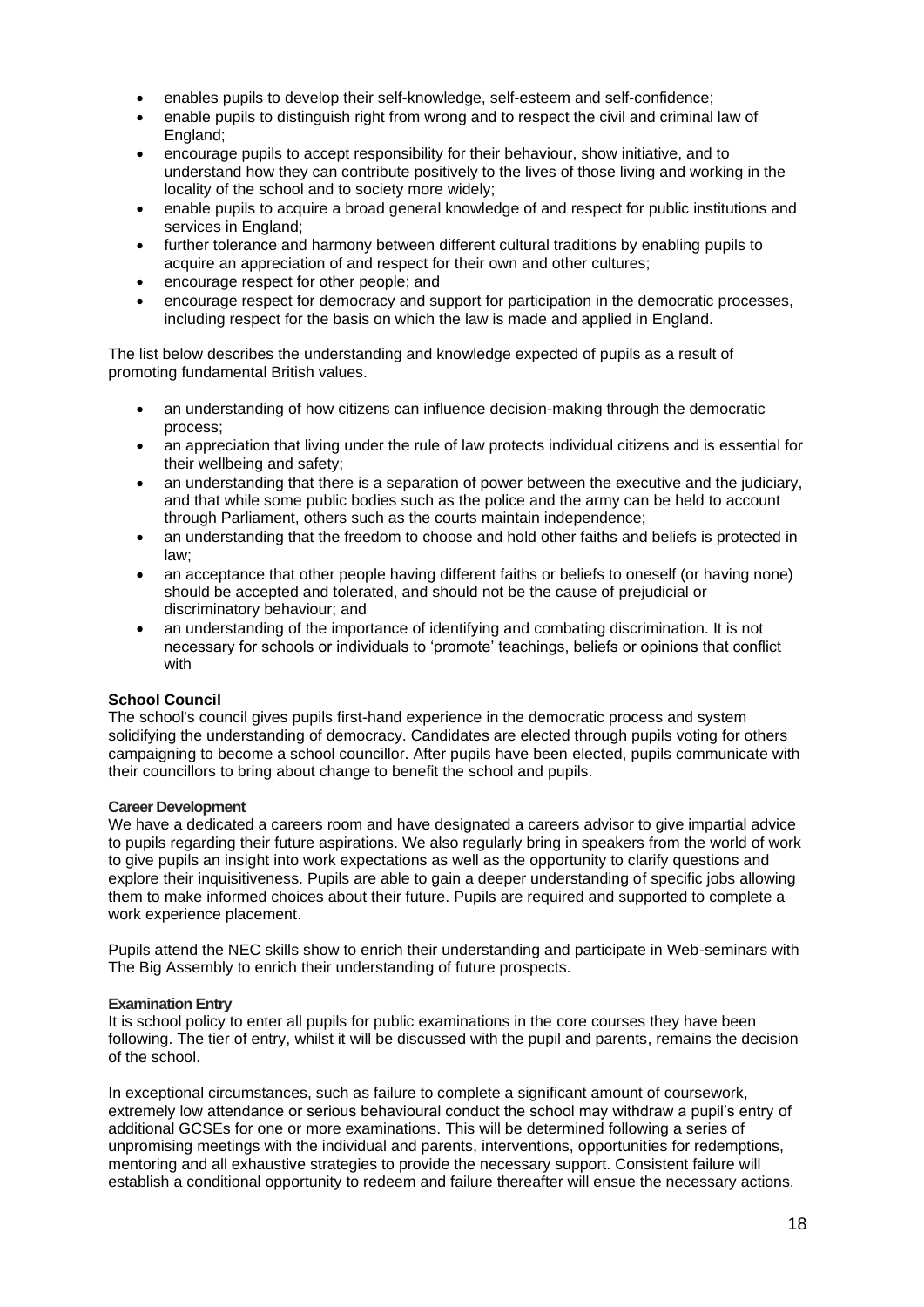- enables pupils to develop their self-knowledge, self-esteem and self-confidence;
- enable pupils to distinguish right from wrong and to respect the civil and criminal law of England;
- encourage pupils to accept responsibility for their behaviour, show initiative, and to understand how they can contribute positively to the lives of those living and working in the locality of the school and to society more widely;
- enable pupils to acquire a broad general knowledge of and respect for public institutions and services in England;
- further tolerance and harmony between different cultural traditions by enabling pupils to acquire an appreciation of and respect for their own and other cultures;
- encourage respect for other people; and
- encourage respect for democracy and support for participation in the democratic processes, including respect for the basis on which the law is made and applied in England.

The list below describes the understanding and knowledge expected of pupils as a result of promoting fundamental British values.

- an understanding of how citizens can influence decision-making through the democratic process;
- an appreciation that living under the rule of law protects individual citizens and is essential for their wellbeing and safety;
- an understanding that there is a separation of power between the executive and the judiciary, and that while some public bodies such as the police and the army can be held to account through Parliament, others such as the courts maintain independence;
- an understanding that the freedom to choose and hold other faiths and beliefs is protected in law;
- an acceptance that other people having different faiths or beliefs to oneself (or having none) should be accepted and tolerated, and should not be the cause of prejudicial or discriminatory behaviour; and
- an understanding of the importance of identifying and combating discrimination. It is not necessary for schools or individuals to 'promote' teachings, beliefs or opinions that conflict with

**School Council**

The school's council gives pupils first-hand experience in the democratic process and system solidifying the understanding of democracy. Candidates are elected through pupils voting for others campaigning to become a school councillor. After pupils have been elected, pupils communicate with their councillors to bring about change to benefit the school and pupils.

**Career Development**

We have a dedicated a careers room and have designated a careers advisor to give impartial advice to pupils regarding their future aspirations. We also regularly bring in speakers from the world of work to give pupils an insight into work expectations as well as the opportunity to clarify questions and explore their inquisitiveness. Pupils are able to gain a deeper understanding of specific jobs allowing them to make informed choices about their future. Pupils are required and supported to complete a work experience placement.

Pupils attend the NEC skills show to enrich their understanding and participate in Web-seminars with The Big Assembly to enrich their understanding of future prospects.

**Examination Entry**

It is school policy to enter all pupils for public examinations in the core courses they have been following. The tier of entry, whilst it will be discussed with the pupil and parents, remains the decision of the school.

In exceptional circumstances, such as failure to complete a significant amount of coursework, extremely low attendance or serious behavioural conduct the school may withdraw a pupil's entry of additional GCSEs for one or more examinations. This will be determined following a series of unpromising meetings with the individual and parents, interventions, opportunities for redemptions, mentoring and all exhaustive strategies to provide the necessary support. Consistent failure will establish a conditional opportunity to redeem and failure thereafter will ensue the necessary actions.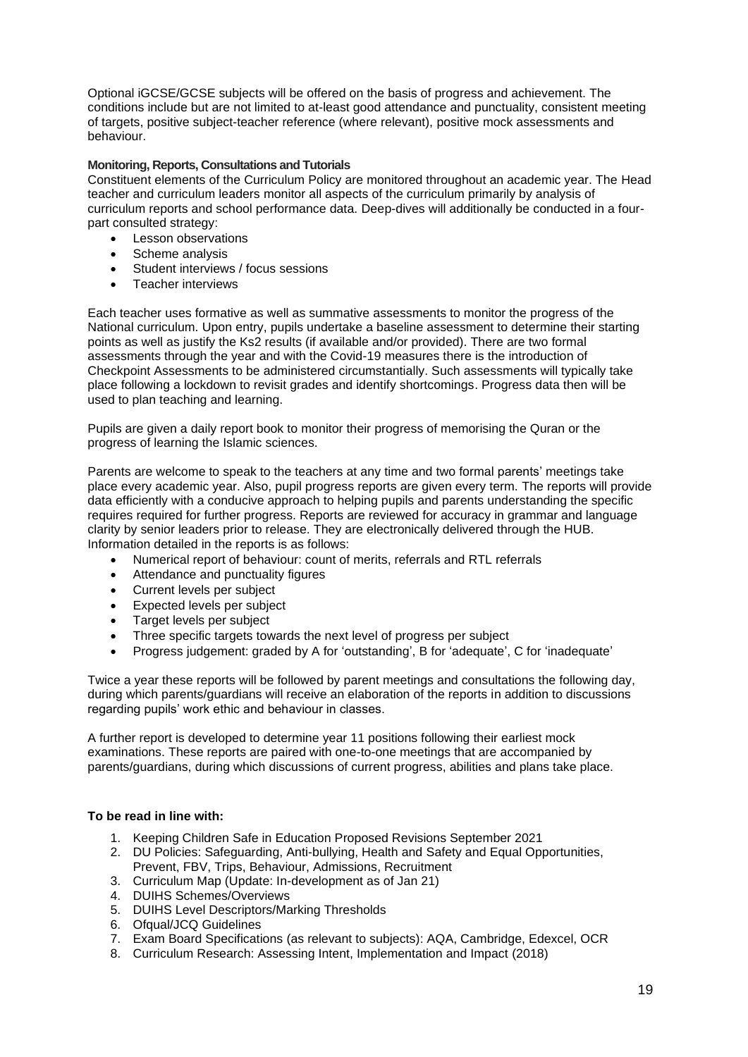Optional iGCSE/GCSE subjects will be offered on the basis of progress and achievement. The conditions include but are not limited to at-least good attendance and punctuality, consistent meeting of targets, positive subject-teacher reference (where relevant), positive mock assessments and behaviour.

**Monitoring, Reports, Consultations and Tutorials**

Constituent elements of the Curriculum Policy are monitored throughout an academic year. The Head teacher and curriculum leaders monitor all aspects of the curriculum primarily by analysis of curriculum reports and school performance data. Deep-dives will additionally be conducted in a four-part consulted strategy:

- Lesson observations
- Scheme analysis
- Student interviews / focus sessions
- Teacher interviews

Each teacher uses formative as well as summative assessments to monitor the progress of the National curriculum. Upon entry, pupils undertake a baseline assessment to determine their starting points as well as justify the Ks2 results (if available and/or provided). There are two formal assessments through the year and with the Covid-19 measures there is the introduction of Checkpoint Assessments to be administered circumstantially. Such assessments will typically take place following a lockdown to revisit grades and identify shortcomings. Progress data then will be used to plan teaching and learning.

Pupils are given a daily report book to monitor their progress of memorising the Quran or the progress of learning the Islamic sciences.

Parents are welcome to speak to the teachers at any time and two formal parents' meetings take place every academic year. Also, pupil progress reports are given every term. The reports will provide data efficiently with a conducive approach to helping pupils and parents understanding the specific requires required for further progress. Reports are reviewed for accuracy in grammar and language clarity by senior leaders prior to release. They are electronically delivered through the HUB. Information detailed in the reports is as follows:

- Numerical report of behaviour: count of merits, referrals and RTL referrals
- Attendance and punctuality figures
- Current levels per subject
- Expected levels per subject
- Target levels per subject
- Three specific targets towards the next level of progress per subject
- Progress judgement: graded by A for 'outstanding', B for 'adequate', C for 'inadequate'

Twice a year these reports will be followed by parent meetings and consultations the following day, during which parents/guardians will receive an elaboration of the reports in addition to discussions regarding pupils' work ethic and behaviour in classes.

A further report is developed to determine year 11 positions following their earliest mock examinations. These reports are paired with one-to-one meetings that are accompanied by parents/guardians, during which discussions of current progress, abilities and plans take place.

**To be read in line with:**

1. Keeping Children Safe in Education Proposed Revisions September 2021
2. DU Policies: Safeguarding, Anti-bullying, Health and Safety and Equal Opportunities, Prevent, FBV, Trips, Behaviour, Admissions, Recruitment
3. Curriculum Map (Update: In-development as of Jan 21)
4. DUIHS Schemes/Overviews
5. DUIHS Level Descriptors/Marking Thresholds
6. Ofqual/JCQ Guidelines
7. Exam Board Specifications (as relevant to subjects): AQA, Cambridge, Edexcel, OCR
8. Curriculum Research: Assessing Intent, Implementation and Impact (2018)